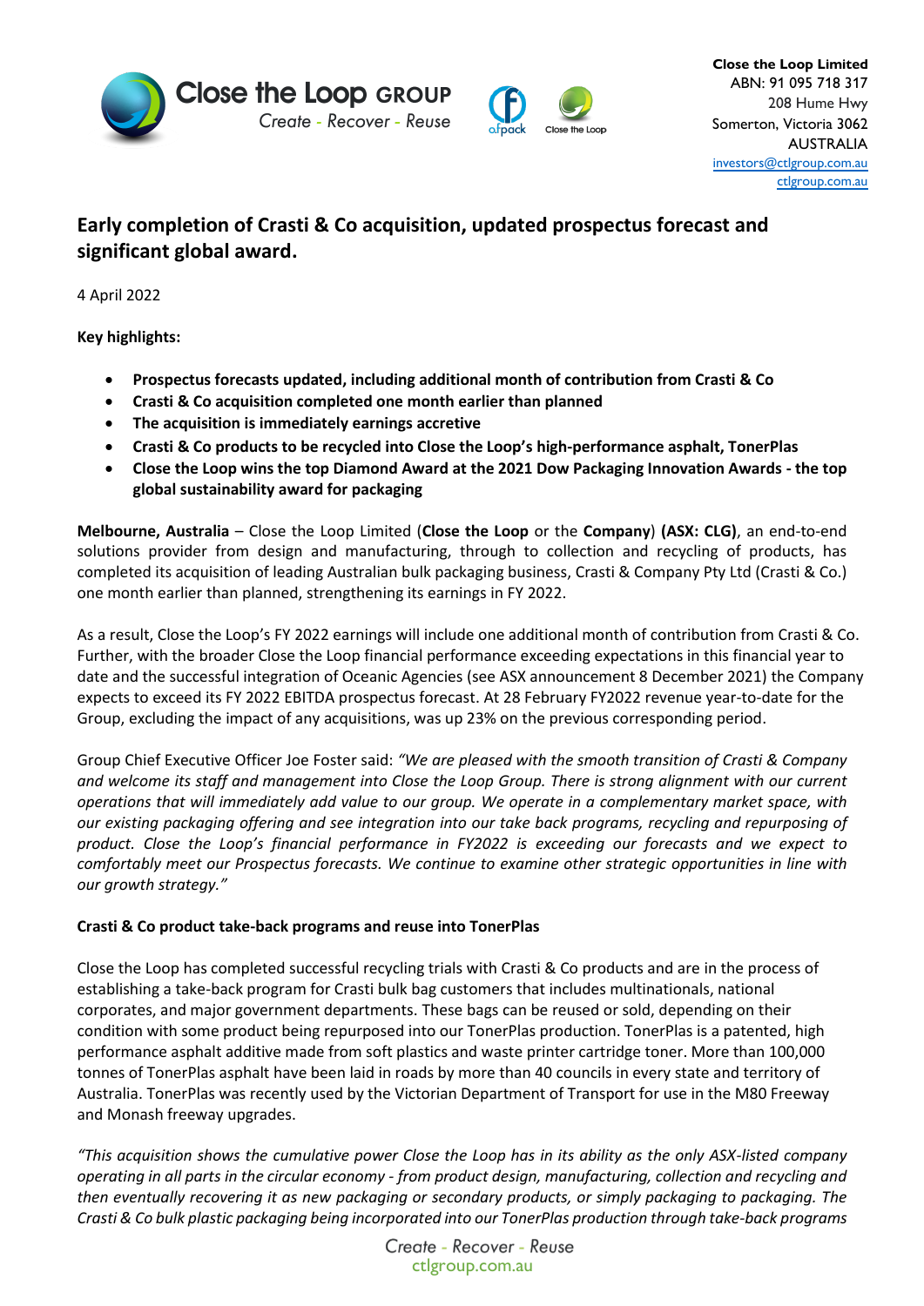Close the Loop GROUP
Create - Recover - Reuse

**Close the Loop Limited**
ABN: 91 095 718 317
208 Hume Hwy
Somerton, Victoria 3062
AUSTRALIA
investors@ctlgroup.com.au
ctlgroup.com.au

# Early completion of Crasti & Co acquisition, updated prospectus forecast and significant global award.

4 April 2022

**Key highlights:**

- **Prospectus forecasts updated, including additional month of contribution from Crasti & Co**
- **Crasti & Co acquisition completed one month earlier than planned**
- **The acquisition is immediately earnings accretive**
- **Crasti & Co products to be recycled into Close the Loop's high-performance asphalt, TonerPlas**
- **Close the Loop wins the top Diamond Award at the 2021 Dow Packaging Innovation Awards - the top global sustainability award for packaging**

**Melbourne, Australia** – Close the Loop Limited (**Close the Loop** or the **Company**) **(ASX: CLG)**, an end-to-end solutions provider from design and manufacturing, through to collection and recycling of products, has completed its acquisition of leading Australian bulk packaging business, Crasti & Company Pty Ltd (Crasti & Co.) one month earlier than planned, strengthening its earnings in FY 2022.

As a result, Close the Loop's FY 2022 earnings will include one additional month of contribution from Crasti & Co. Further, with the broader Close the Loop financial performance exceeding expectations in this financial year to date and the successful integration of Oceanic Agencies (see ASX announcement 8 December 2021) the Company expects to exceed its FY 2022 EBITDA prospectus forecast. At 28 February FY2022 revenue year-to-date for the Group, excluding the impact of any acquisitions, was up 23% on the previous corresponding period.

Group Chief Executive Officer Joe Foster said: *"We are pleased with the smooth transition of Crasti & Company and welcome its staff and management into Close the Loop Group. There is strong alignment with our current operations that will immediately add value to our group. We operate in a complementary market space, with our existing packaging offering and see integration into our take back programs, recycling and repurposing of product. Close the Loop's financial performance in FY2022 is exceeding our forecasts and we expect to comfortably meet our Prospectus forecasts. We continue to examine other strategic opportunities in line with our growth strategy."*

**Crasti & Co product take-back programs and reuse into TonerPlas**

Close the Loop has completed successful recycling trials with Crasti & Co products and are in the process of establishing a take-back program for Crasti bulk bag customers that includes multinationals, national corporates, and major government departments. These bags can be reused or sold, depending on their condition with some product being repurposed into our TonerPlas production. TonerPlas is a patented, high performance asphalt additive made from soft plastics and waste printer cartridge toner. More than 100,000 tonnes of TonerPlas asphalt have been laid in roads by more than 40 councils in every state and territory of Australia. TonerPlas was recently used by the Victorian Department of Transport for use in the M80 Freeway and Monash freeway upgrades.

*"This acquisition shows the cumulative power Close the Loop has in its ability as the only ASX-listed company operating in all parts in the circular economy - from product design, manufacturing, collection and recycling and then eventually recovering it as new packaging or secondary products, or simply packaging to packaging. The Crasti & Co bulk plastic packaging being incorporated into our TonerPlas production through take-back programs*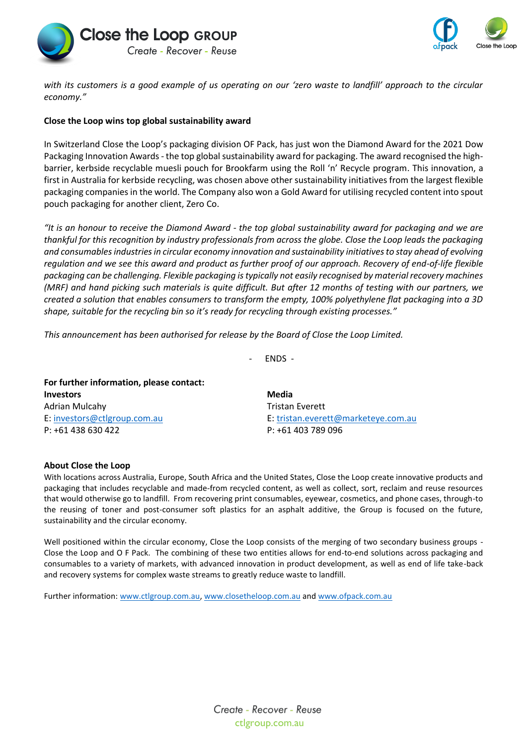*with its customers is a good example of us operating on our 'zero waste to landfill' approach to the circular economy."*

**Close the Loop wins top global sustainability award**

In Switzerland Close the Loop's packaging division OF Pack, has just won the Diamond Award for the 2021 Dow Packaging Innovation Awards - the top global sustainability award for packaging. The award recognised the high-barrier, kerbside recyclable muesli pouch for Brookfarm using the Roll 'n' Recycle program. This innovation, a first in Australia for kerbside recycling, was chosen above other sustainability initiatives from the largest flexible packaging companies in the world. The Company also won a Gold Award for utilising recycled content into spout pouch packaging for another client, Zero Co.

*"It is an honour to receive the Diamond Award - the top global sustainability award for packaging and we are thankful for this recognition by industry professionals from across the globe. Close the Loop leads the packaging and consumables industries in circular economy innovation and sustainability initiatives to stay ahead of evolving regulation and we see this award and product as further proof of our approach. Recovery of end-of-life flexible packaging can be challenging. Flexible packaging is typically not easily recognised by material recovery machines (MRF) and hand picking such materials is quite difficult. But after 12 months of testing with our partners, we created a solution that enables consumers to transform the empty, 100% polyethylene flat packaging into a 3D shape, suitable for the recycling bin so it's ready for recycling through existing processes."*

*This announcement has been authorised for release by the Board of Close the Loop Limited.*

\- ENDS -

**For further information, please contact:**

**Investors**
Adrian Mulcahy
E: investors@ctlgroup.com.au
P: +61 438 630 422

**Media**
Tristan Everett
E: tristan.everett@marketeye.com.au
P: +61 403 789 096

**About Close the Loop**

With locations across Australia, Europe, South Africa and the United States, Close the Loop create innovative products and packaging that includes recyclable and made-from recycled content, as well as collect, sort, reclaim and reuse resources that would otherwise go to landfill. From recovering print consumables, eyewear, cosmetics, and phone cases, through-to the reusing of toner and post-consumer soft plastics for an asphalt additive, the Group is focused on the future, sustainability and the circular economy.

Well positioned within the circular economy, Close the Loop consists of the merging of two secondary business groups - Close the Loop and O F Pack. The combining of these two entities allows for end-to-end solutions across packaging and consumables to a variety of markets, with advanced innovation in product development, as well as end of life take-back and recovery systems for complex waste streams to greatly reduce waste to landfill.

Further information: www.ctlgroup.com.au, www.closetheloop.com.au and www.ofpack.com.au